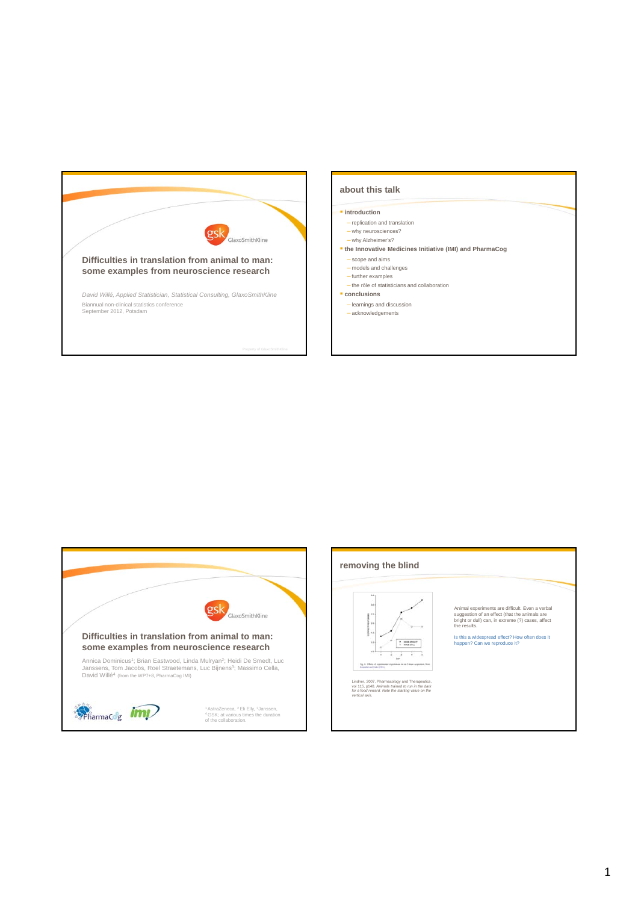## Difficulties in translation from animal to man: some examples from neuroscience research

*David Willé, Applied Statistician, Statistical Consulting, GlaxoSmithKline*

Biannual non-clinical statistics conference
September 2012, Potsdam

Property of GlaxoSmithKline

## about this talk

- **introduction**
  - replication and translation
  - why neurosciences?
  - why Alzheimer's?
- **the Innovative Medicines Initiative (IMI) and PharmaCog**
  - scope and aims
  - models and challenges
  - further examples
  - the rôle of statisticians and collaboration
- **conclusions**
  - learnings and discussion
  - acknowledgements

## Difficulties in translation from animal to man: some examples from neuroscience research

Annica Dominicus[1]; Brian Eastwood, Linda Mulryan[2]; Heidi De Smedt, Luc Janssens, Tom Jacobs, Roel Straetemans, Luc Bijnens[3]; Massimo Cella, David Willé[4] (from the WP7+8, PharmaCog IMI)

[1] AstraZeneca, [2] Eli Elly, [3] Janssen, [4] GSK; at various times the duration of the collaboration.

## removing the blind

Lindner, 2007, Pharmacology and Therapeutics, vol 115, p148. *Animals trained to run in the dark for a food reward. Note the starting value on the vertical axis.*

Animal experiments are difficult. Even a verbal suggestion of an effect (that the animals are bright or dull) can, in extreme (?) cases, affect the results.

Is this a widespread effect? How often does it happen? Can we reproduce it?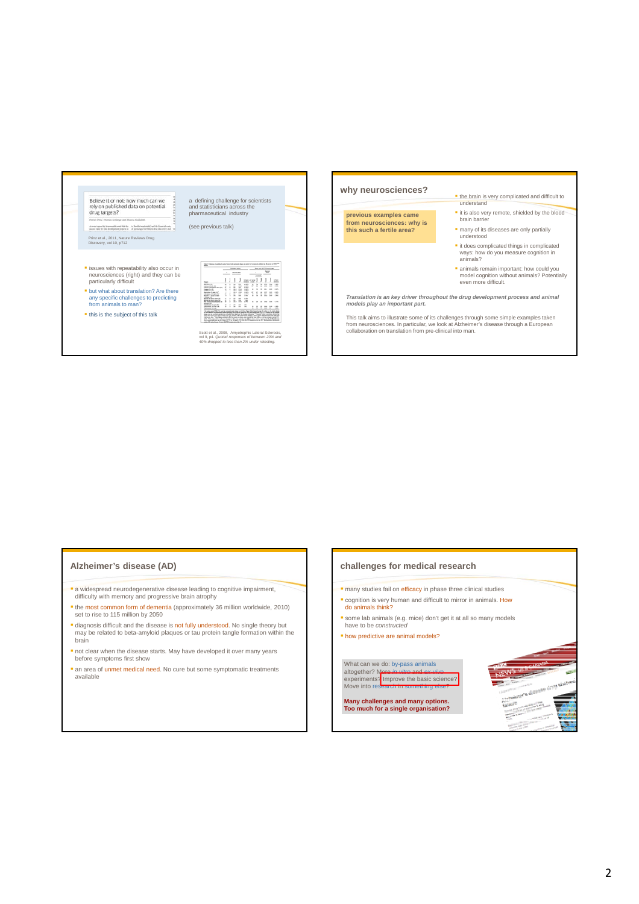Believe it or not: how much can we rely on published data on potential drug targets?

Prinz et al., 2011, Nature Reviews Drug Discovery, vol 10, p712

a defining challenge for scientists and statisticians across the pharmaceutical industry

(see previous talk)

- issues with repeatability also occur in neurosciences (right) and they can be particularly difficult
- but what about translation? Are there any specific challenges to predicting from animals to man?
- this is the subject of this talk

Scott et al., 2008, Amyotrophic Lateral Sclerosis, vol 9, p4. *Quoted responses of between 20% and 40% dropped to less than 2% under retesting.*

## why neurosciences?

**previous examples came from neurosciences: why is this such a fertile area?**

- the brain is very complicated and difficult to understand
- it is also very remote, shielded by the blood brain barrier
- many of its diseases are only partially understood
- it does complicated things in complicated ways: how do you measure cognition in animals?
- animals remain important: how could you model cognition without animals? Potentially even more difficult.

***Translation is an key driver throughout the drug development process and animal models play an important part.***

This talk aims to illustrate some of its challenges through some simple examples taken from neurosciences. In particular, we look at Alzheimer's disease through a European collaboration on translation from pre-clinical into man.

## Alzheimer's disease (AD)

- a widespread neurodegenerative disease leading to cognitive impairment, difficulty with memory and progressive brain atrophy
- the most common form of dementia (approximately 36 million worldwide, 2010) set to rise to 115 million by 2050
- diagnosis difficult and the disease is not fully understood. No single theory but may be related to beta-amyloid plaques or tau protein tangle formation within the brain
- not clear when the disease starts. May have developed it over many years before symptoms first show
- an area of unmet medical need. No cure but some symptomatic treatments available

## challenges for medical research

- many studies fail on efficacy in phase three clinical studies
- cognition is very human and difficult to mirror in animals. How do animals think?
- some lab animals (e.g. mice) don't get it at all so many models have to be *constructed*
- how predictive are animal models?

What can we do: by-pass animals altogether? More in vitro and ex-vivo experiments? Improve the basic science? Move into research in something else?

**Many challenges and many options. Too much for a single organisation?**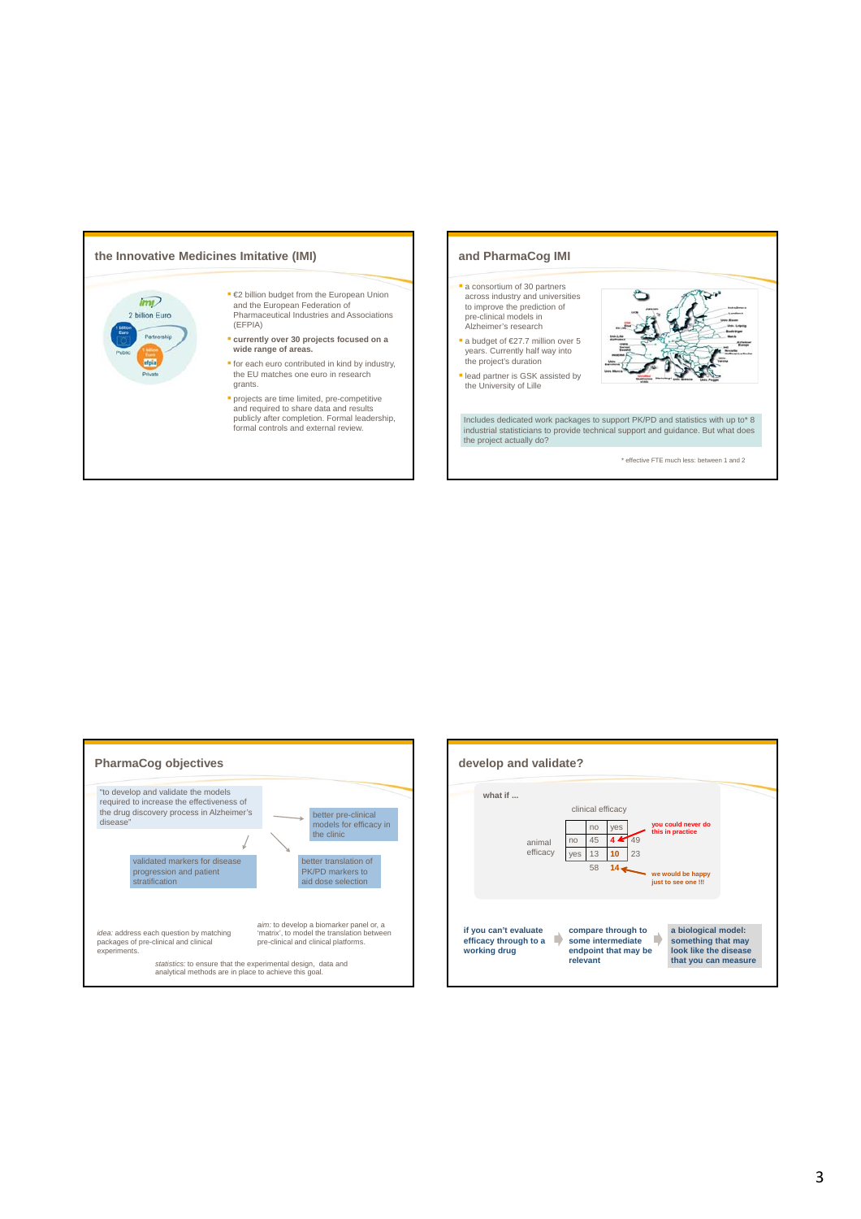## the Innovative Medicines Imitative (IMI)

imi
2 billion Euro
1 billion Euro
Partnership
Public
1 billion Euro
efpia
Private

- €2 billion budget from the European Union and the European Federation of Pharmaceutical Industries and Associations (EFPIA)
- **currently over 30 projects focused on a wide range of areas.**
- for each euro contributed in kind by industry, the EU matches one euro in research grants.
- projects are time limited, pre-competitive and required to share data and results publicly after completion. Formal leadership, formal controls and external review.

## and PharmaCog IMI

- a consortium of 30 partners across industry and universities to improve the prediction of pre-clinical models in Alzheimer's research
- a budget of €27.7 million over 5 years. Currently half way into the project's duration
- lead partner is GSK assisted by the University of Lille

Includes dedicated work packages to support PK/PD and statistics with up to* 8 industrial statisticians to provide technical support and guidance. But what does the project actually do?

\* effective FTE much less: between 1 and 2

## PharmaCog objectives

"to develop and validate the models required to increase the effectiveness of the drug discovery process in Alzheimer's disease"

better pre-clinical models for efficacy in the clinic

validated markers for disease progression and patient stratification

better translation of PK/PD markers to aid dose selection

*idea:* address each question by matching packages of pre-clinical and clinical experiments.

*aim:* to develop a biomarker panel or, a 'matrix', to model the translation between pre-clinical and clinical platforms.

*statistics:* to ensure that the experimental design, data and analytical methods are in place to achieve this goal.

## develop and validate?

what if ...

| | | clinical efficacy | | |
|---|---|---|---|---|
| | | no | yes | |
| animal efficacy | no | 45 | 4 | 49 |
| | yes | 13 | 10 | 23 |
| | | 58 | 14 | |

**you could never do this in practice**

**we would be happy just to see one !!!**

**if you can't evaluate efficacy through to a working drug** → **compare through to some intermediate endpoint that may be relevant** → **a biological model: something that may look like the disease that you can measure**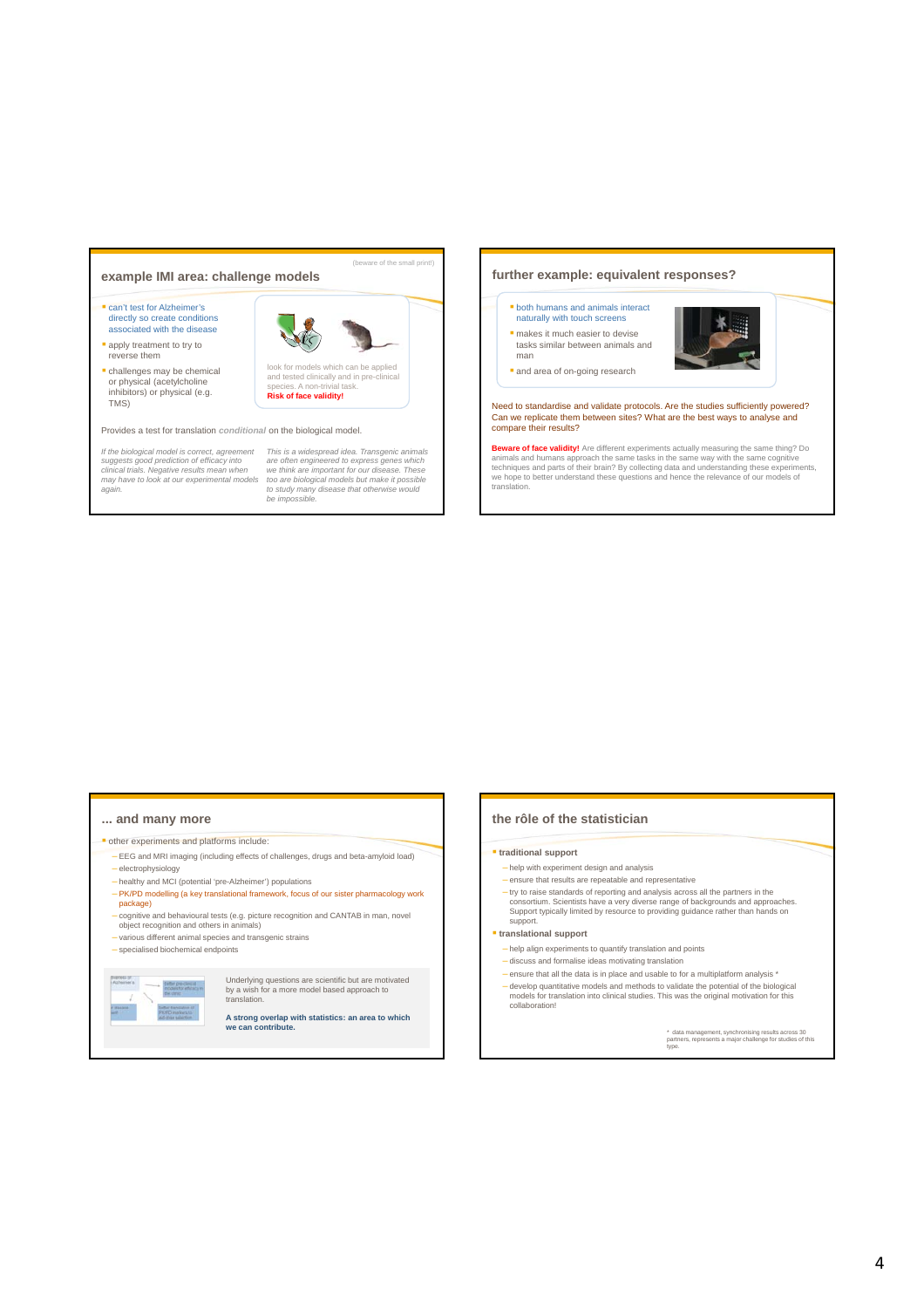## example IMI area: challenge models

(beware of the small print!)

- can't test for Alzheimer's directly so create conditions associated with the disease
- apply treatment to try to reverse them
- challenges may be chemical or physical (acetylcholine inhibitors) or physical (e.g. TMS)

look for models which can be applied and tested clinically and in pre-clinical species. A non-trivial task. **Risk of face validity!**

Provides a test for translation *conditional* on the biological model.

*If the biological model is correct, agreement suggests good prediction of efficacy into clinical trials. Negative results mean when may have to look at our experimental models again.*

*This is a widespread idea. Transgenic animals are often engineered to express genes which we think are important for our disease. These too are biological models but make it possible to study many disease that otherwise would be impossible.*

## further example: equivalent responses?

- both humans and animals interact naturally with touch screens
- makes it much easier to devise tasks similar between animals and man
- and area of on-going research

Need to standardise and validate protocols. Are the studies sufficiently powered? Can we replicate them between sites? What are the best ways to analyse and compare their results?

**Beware of face validity!** Are different experiments actually measuring the same thing? Do animals and humans approach the same tasks in the same way with the same cognitive techniques and parts of their brain? By collecting data and understanding these experiments, we hope to better understand these questions and hence the relevance of our models of translation.

## ... and many more

- other experiments and platforms include:
  - EEG and MRI imaging (including effects of challenges, drugs and beta-amyloid load)
  - electrophysiology
  - healthy and MCI (potential 'pre-Alzheimer') populations
  - PK/PD modelling (a key translational framework, focus of our sister pharmacology work package)
  - cognitive and behavioural tests (e.g. picture recognition and CANTAB in man, novel object recognition and others in animals)
  - various different animal species and transgenic strains
  - specialised biochemical endpoints

Underlying questions are scientific but are motivated by a wish for a more model based approach to translation.

**A strong overlap with statistics: an area to which we can contribute.**

## the rôle of the statistician

- **traditional support**
  - help with experiment design and analysis
  - ensure that results are repeatable and representative
  - try to raise standards of reporting and analysis across all the partners in the consortium. Scientists have a very diverse range of backgrounds and approaches. Support typically limited by resource to providing guidance rather than hands on support.
- **translational support**
  - help align experiments to quantify translation and points
  - discuss and formalise ideas motivating translation
  - ensure that all the data is in place and usable to for a multiplatform analysis *
  - develop quantitative models and methods to validate the potential of the biological models for translation into clinical studies. This was the original motivation for this collaboration!

* data management, synchronising results across 30 partners, represents a major challenge for studies of this type.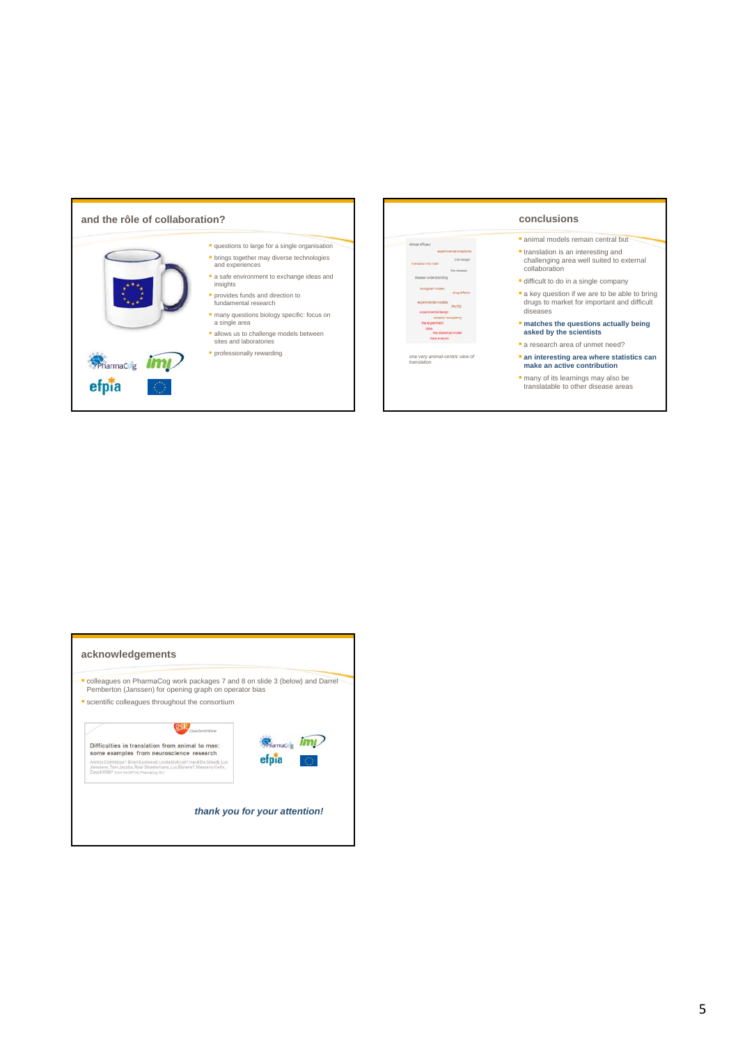## and the rôle of collaboration?

- questions to large for a single organisation
- brings together may diverse technologies and experiences
- a safe environment to exchange ideas and insights
- provides funds and direction to fundamental research
- many questions biology specific: focus on a single area
- allows us to challenge models between sites and laboratories
- professionally rewarding

## conclusions

*one very animal-centric view of translation*

- animal models remain central but
- translation is an interesting and challenging area well suited to external collaboration
- difficult to do in a single company
- a key question if we are to be able to bring drugs to market for important and difficult diseases
- **matches the questions actually being asked by the scientists**
- a research area of unmet need?
- **an interesting area where statistics can make an active contribution**
- many of its learnings may also be translatable to other disease areas

## acknowledgements

- colleagues on PharmaCog work packages 7 and 8 on slide 3 (below) and Darrel Pemberton (Janssen) for opening graph on operator bias
- scientific colleagues throughout the consortium

Difficulties in translation from animal to man: some examples from neuroscience research

***thank you for your attention!***